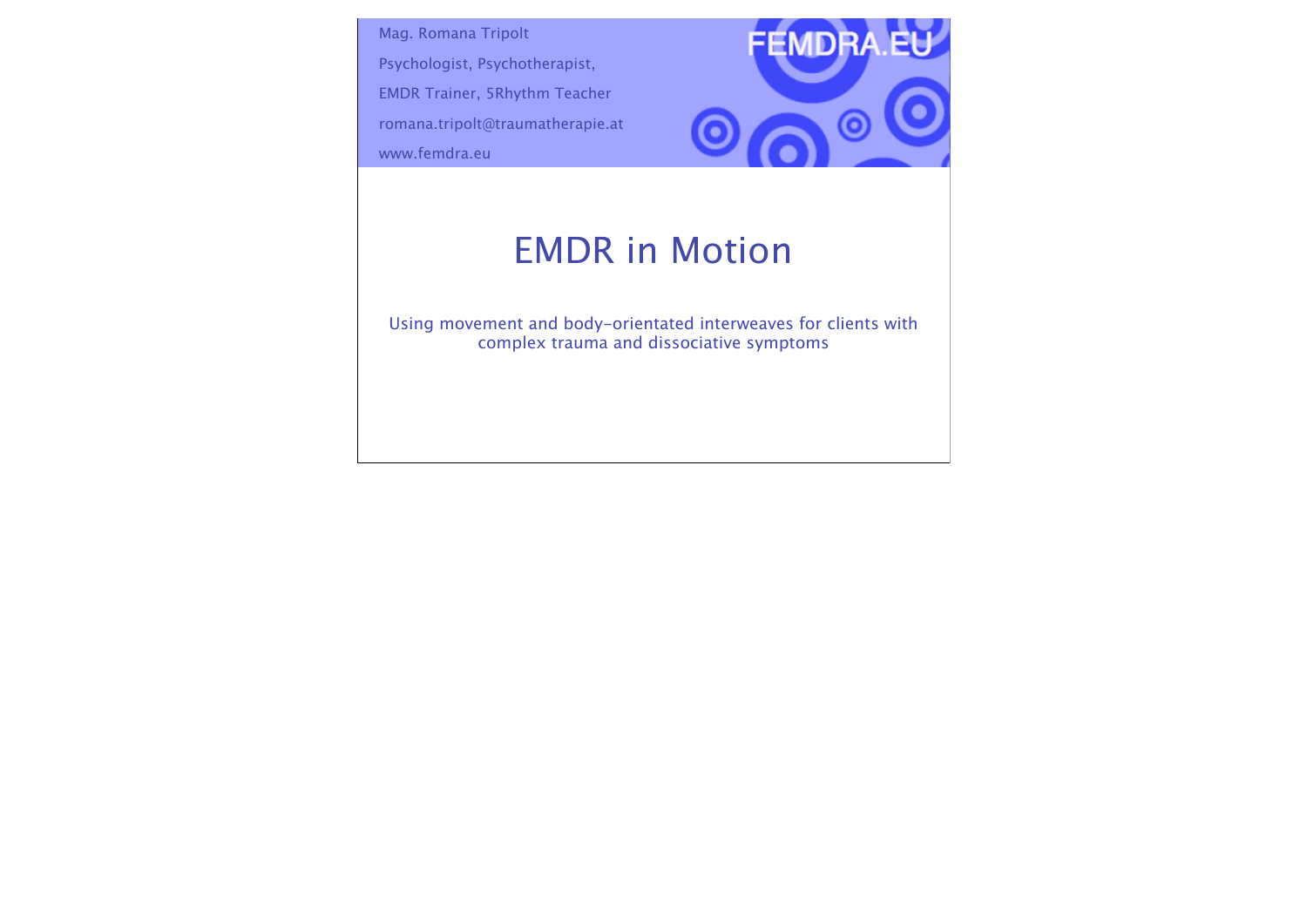Mag. Romana Tripolt

Psychologist, Psychotherapist,

EMDR Trainer, 5Rhythm Teacher

romana.tripolt@traumatherapie.at

www.femdra.eu

FEMDRA.EU

# EMDR in Motion

Using movement and body-orientated interweaves for clients with complex trauma and dissociative symptoms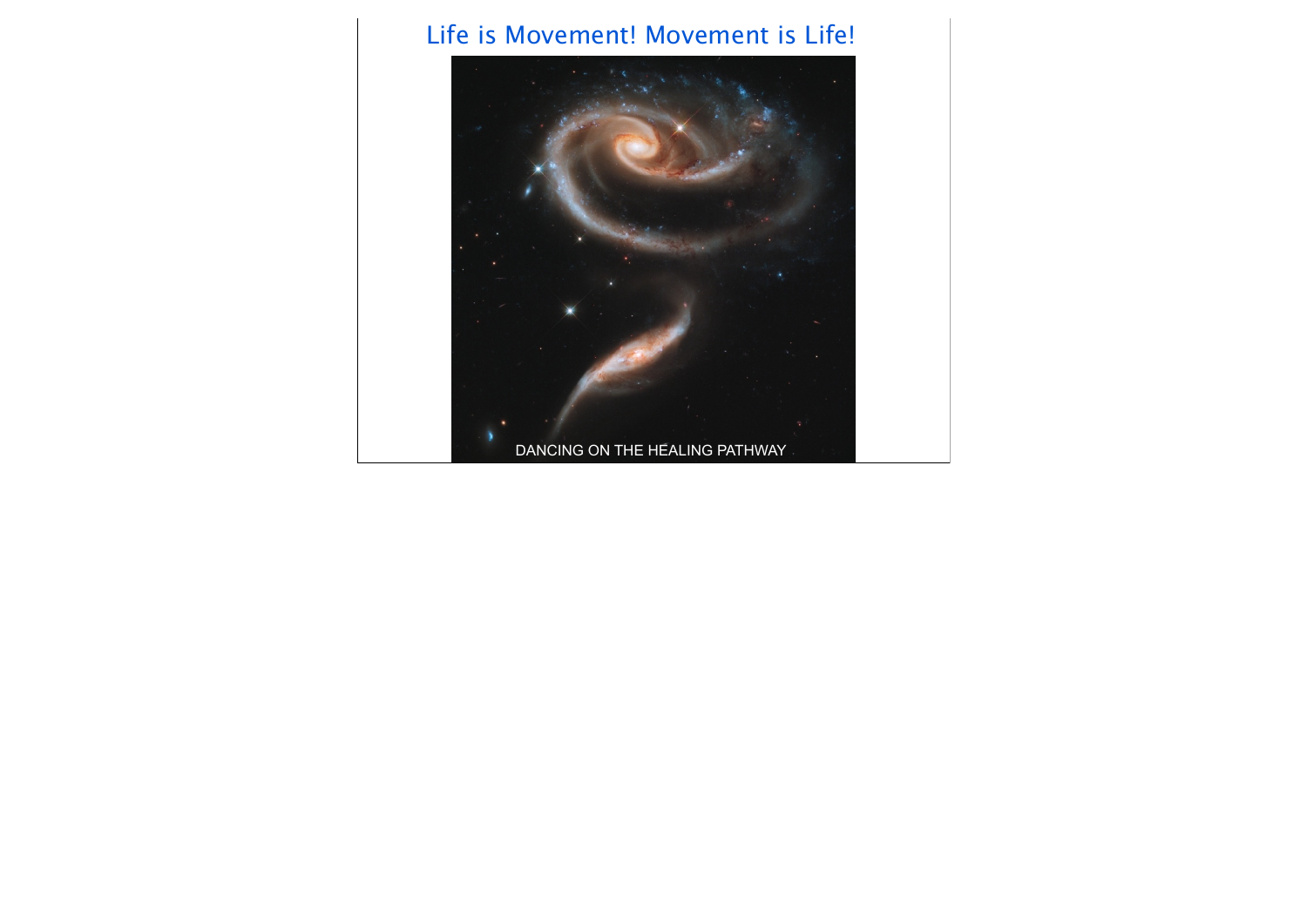# Life is Movement! Movement is Life!

DANCING ON THE HEALING PATHWAY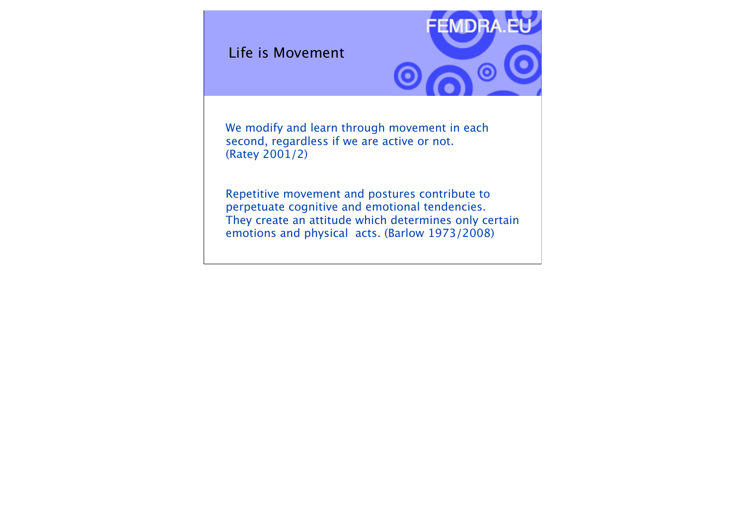# Life is Movement

We modify and learn through movement in each second, regardless if we are active or not. (Ratey 2001/2)

Repetitive movement and postures contribute to perpetuate cognitive and emotional tendencies. They create an attitude which determines only certain emotions and physical acts. (Barlow 1973/2008)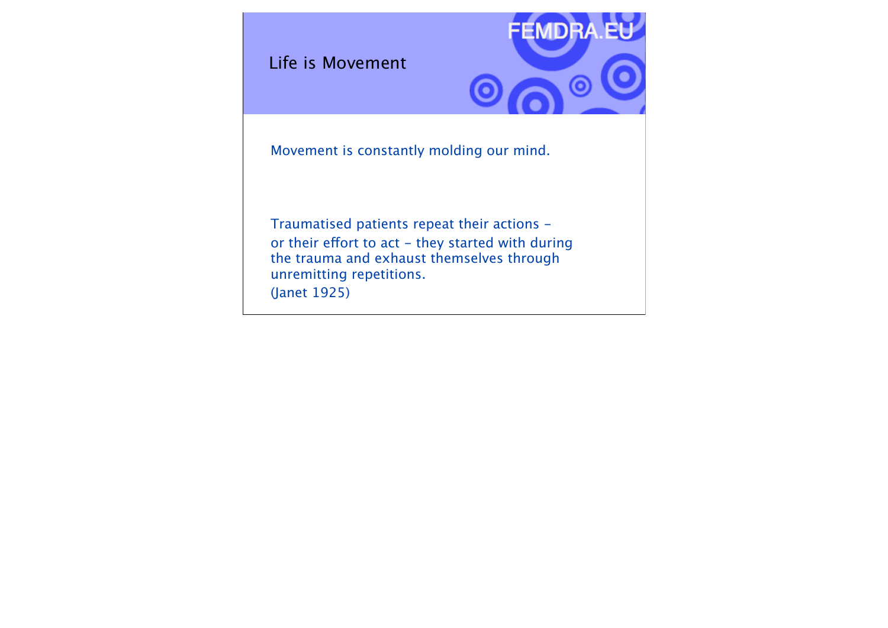## Life is Movement

Movement is constantly molding our mind.

Traumatised patients repeat their actions –
or their effort to act – they started with during the trauma and exhaust themselves through unremitting repetitions.
(Janet 1925)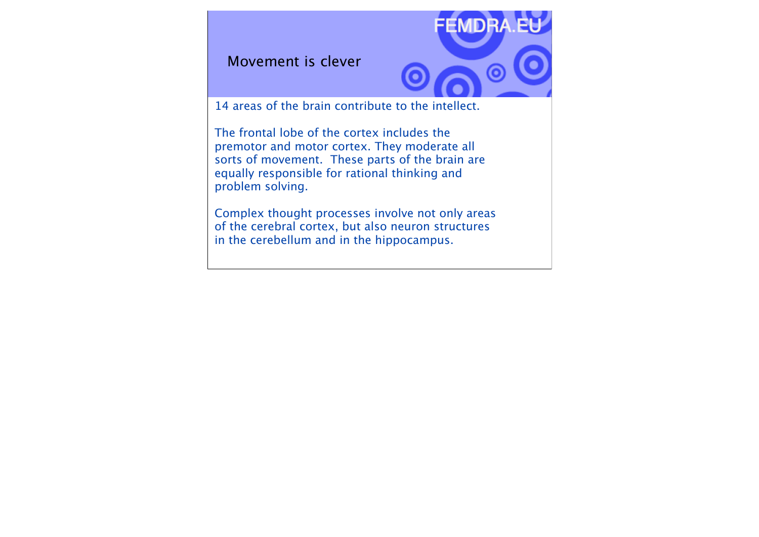# Movement is clever

14 areas of the brain contribute to the intellect.

The frontal lobe of the cortex includes the premotor and motor cortex. They moderate all sorts of movement.  These parts of the brain are equally responsible for rational thinking and problem solving.

Complex thought processes involve not only areas of the cerebral cortex, but also neuron structures in the cerebellum and in the hippocampus.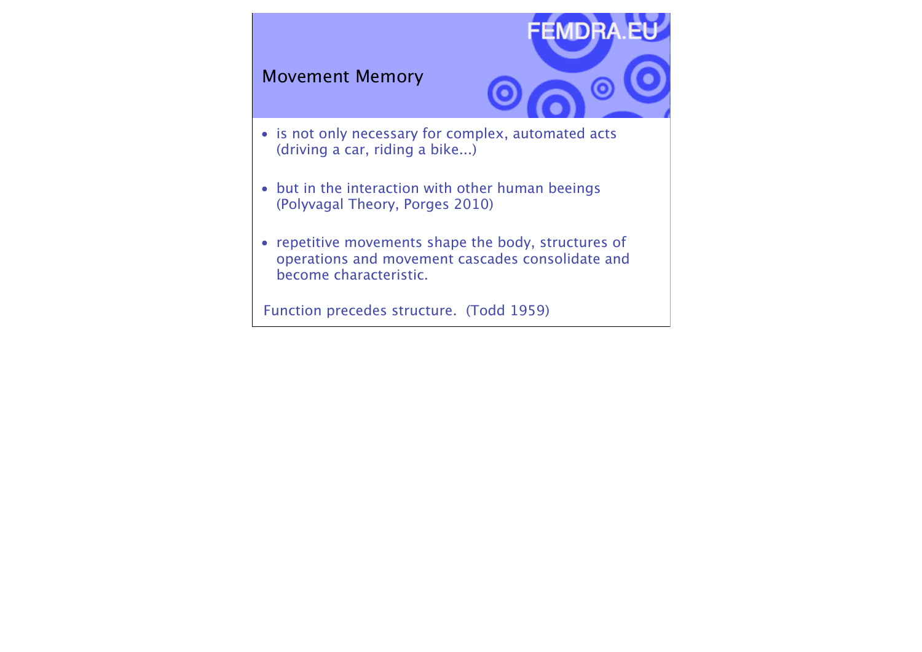## Movement Memory

- is not only necessary for complex, automated acts (driving a car, riding a bike...)
- but in the interaction with other human beeings (Polyvagal Theory, Porges 2010)
- repetitive movements shape the body, structures of operations and movement cascades consolidate and become characteristic.

Function precedes structure. (Todd 1959)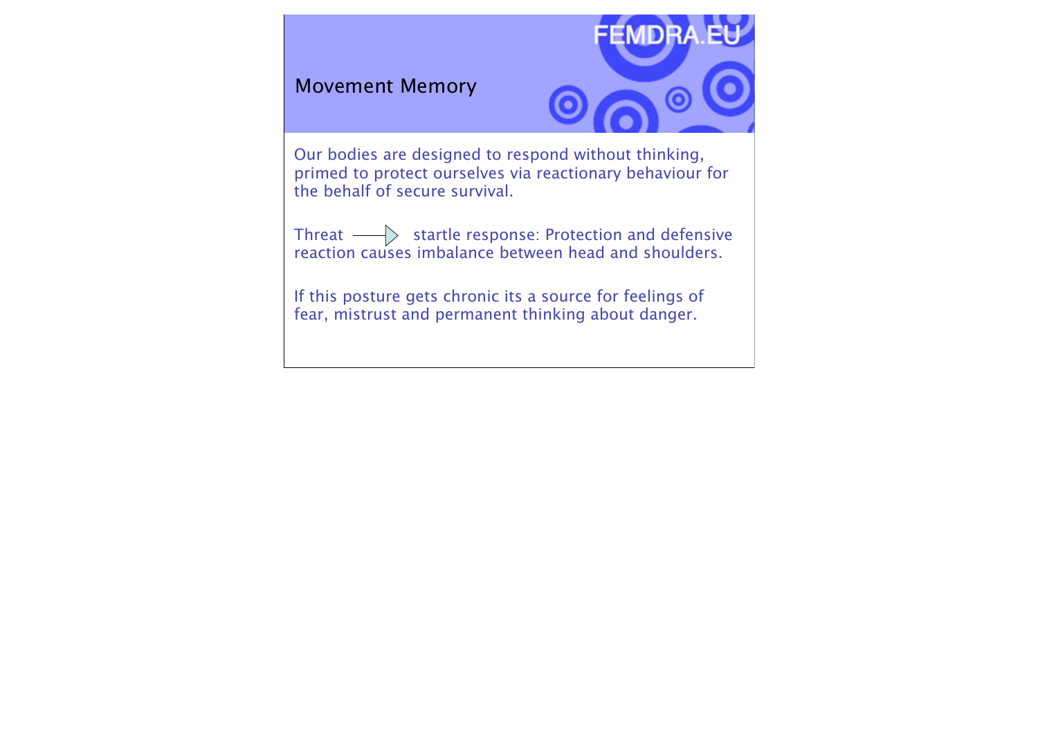# Movement Memory

Our bodies are designed to respond without thinking, primed to protect ourselves via reactionary behaviour for the behalf of secure survival.

Threat → startle response: Protection and defensive reaction causes imbalance between head and shoulders.

If this posture gets chronic its a source for feelings of fear, mistrust and permanent thinking about danger.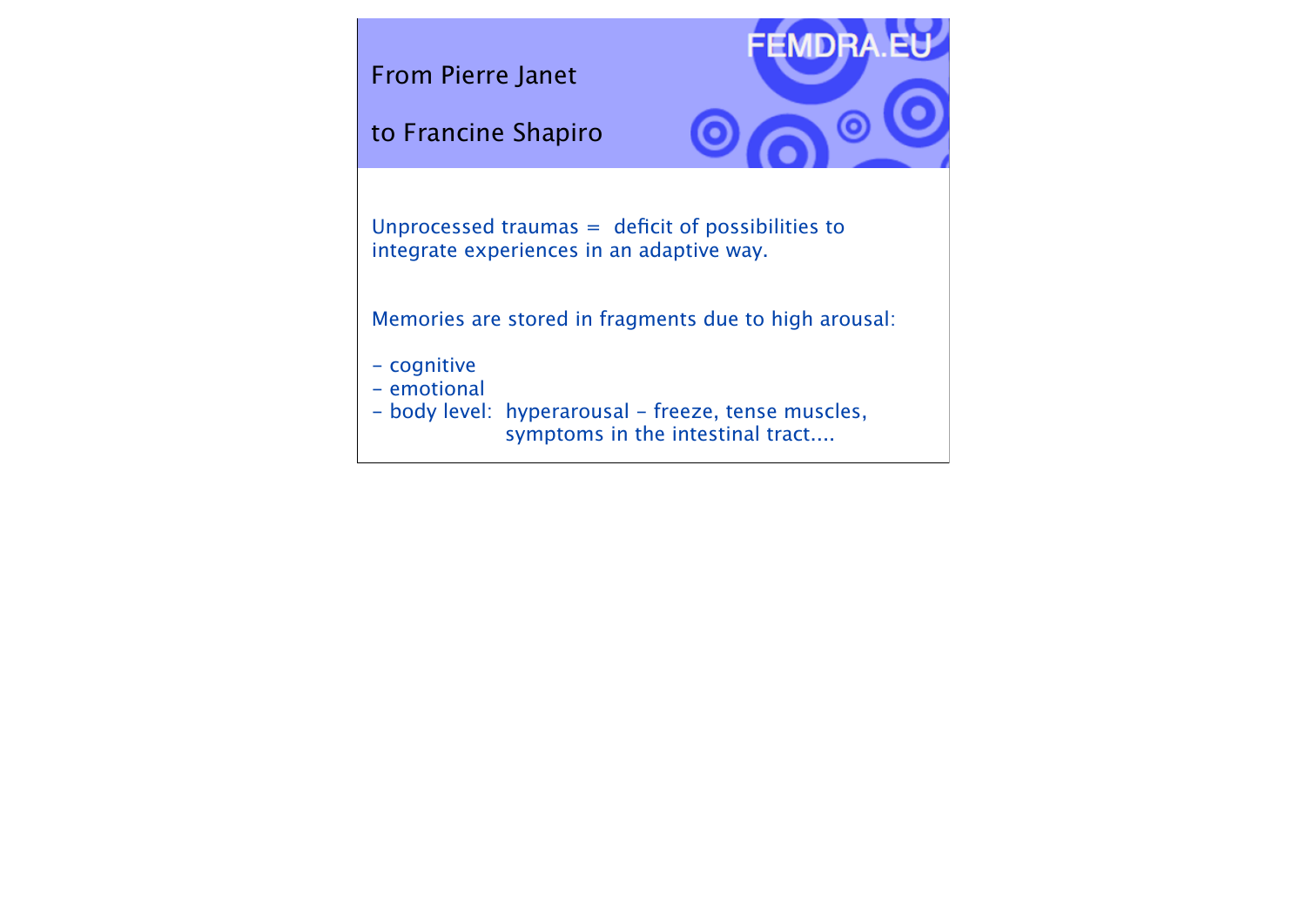## From Pierre Janet

## to Francine Shapiro

FEMDRA.EU

Unprocessed traumas = deficit of possibilities to integrate experiences in an adaptive way.

Memories are stored in fragments due to high arousal:

- cognitive
- emotional
- body level: hyperarousal – freeze, tense muscles, symptoms in the intestinal tract....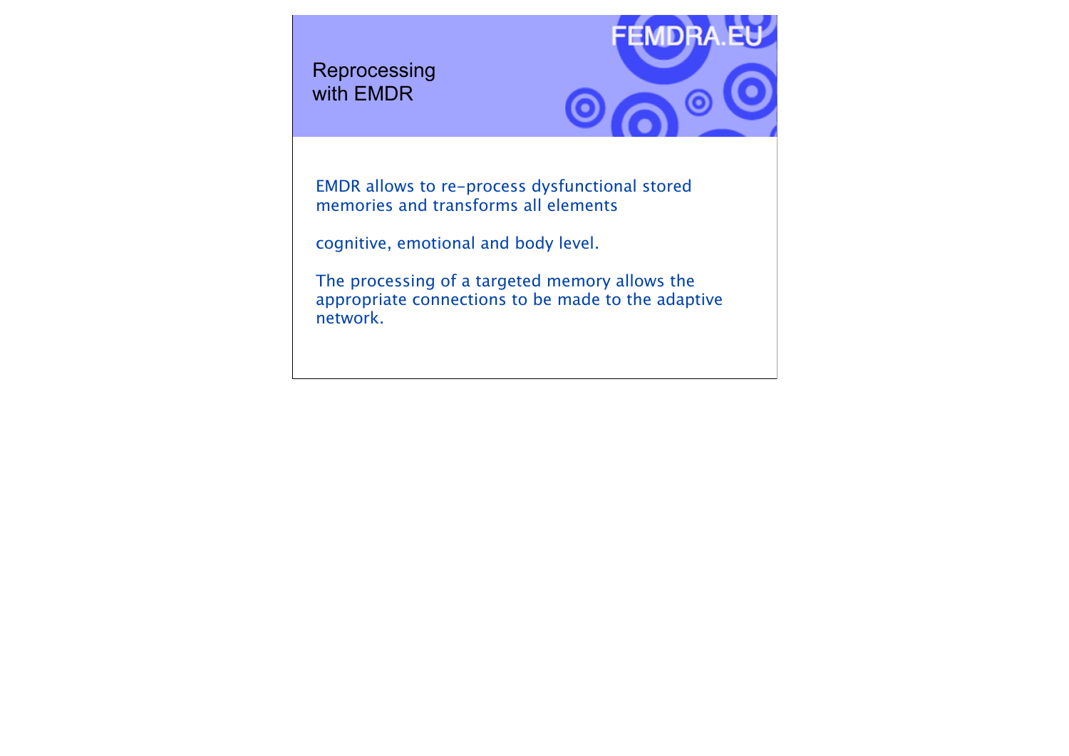# Reprocessing with EMDR

EMDR allows to re-process dysfunctional stored memories and transforms all elements

cognitive, emotional and body level.

The processing of a targeted memory allows the appropriate connections to be made to the adaptive network.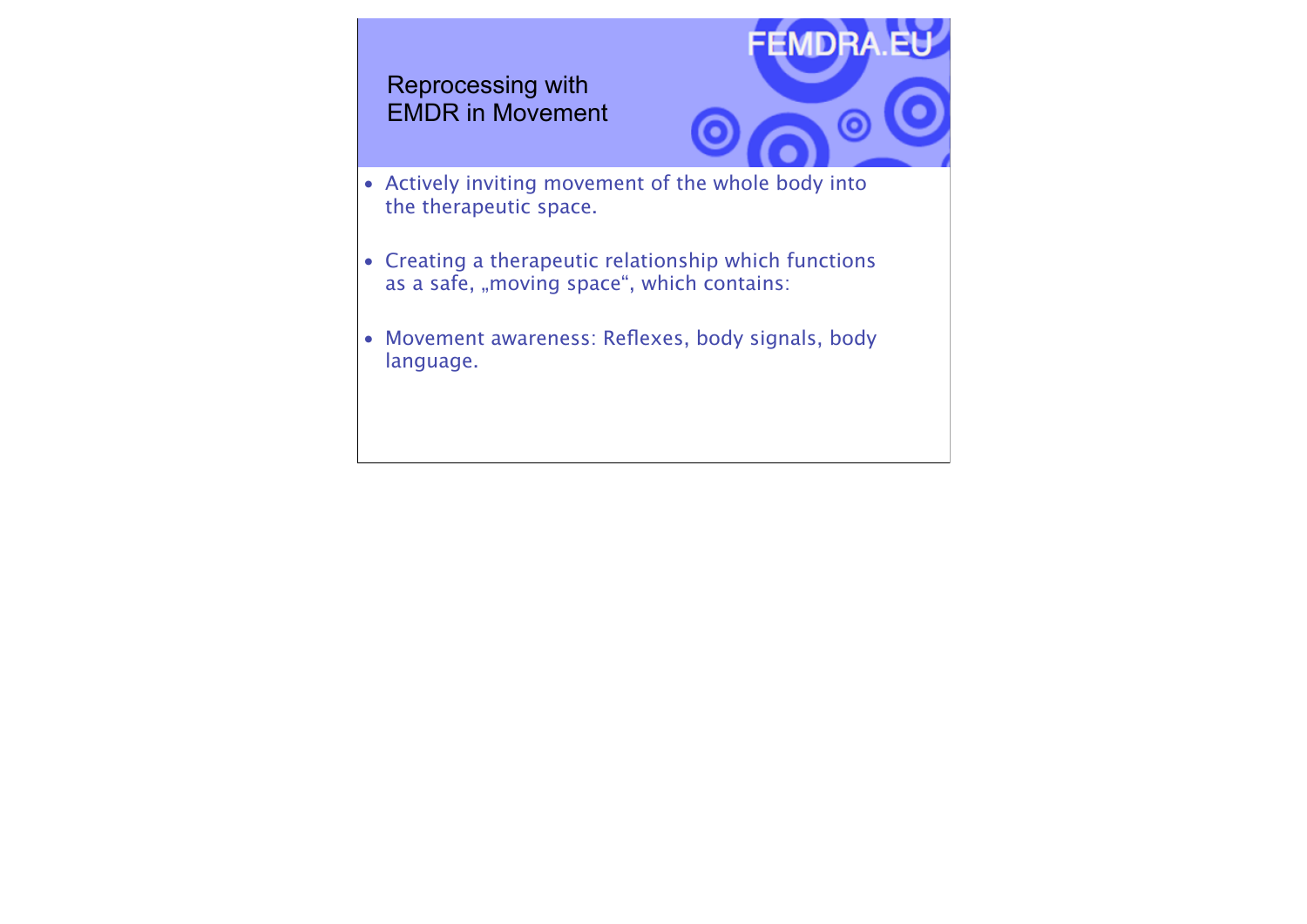# Reprocessing with EMDR in Movement

- Actively inviting movement of the whole body into the therapeutic space.
- Creating a therapeutic relationship which functions as a safe, „moving space“, which contains:
- Movement awareness: Reflexes, body signals, body language.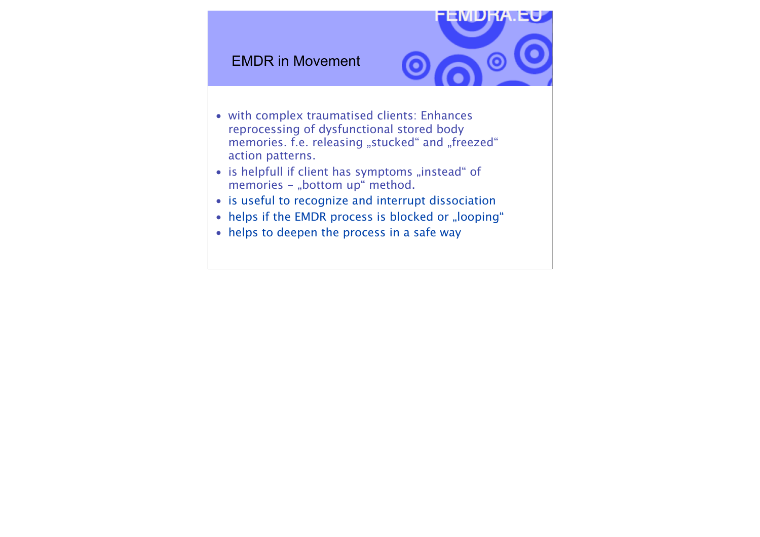## EMDR in Movement

- with complex traumatised clients: Enhances reprocessing of dysfunctional stored body memories. f.e. releasing „stucked“ and „freezed“ action patterns.
- is helpfull if client has symptoms „instead“ of memories – „bottom up“ method.
- is useful to recognize and interrupt dissociation
- helps if the EMDR process is blocked or „looping“
- helps to deepen the process in a safe way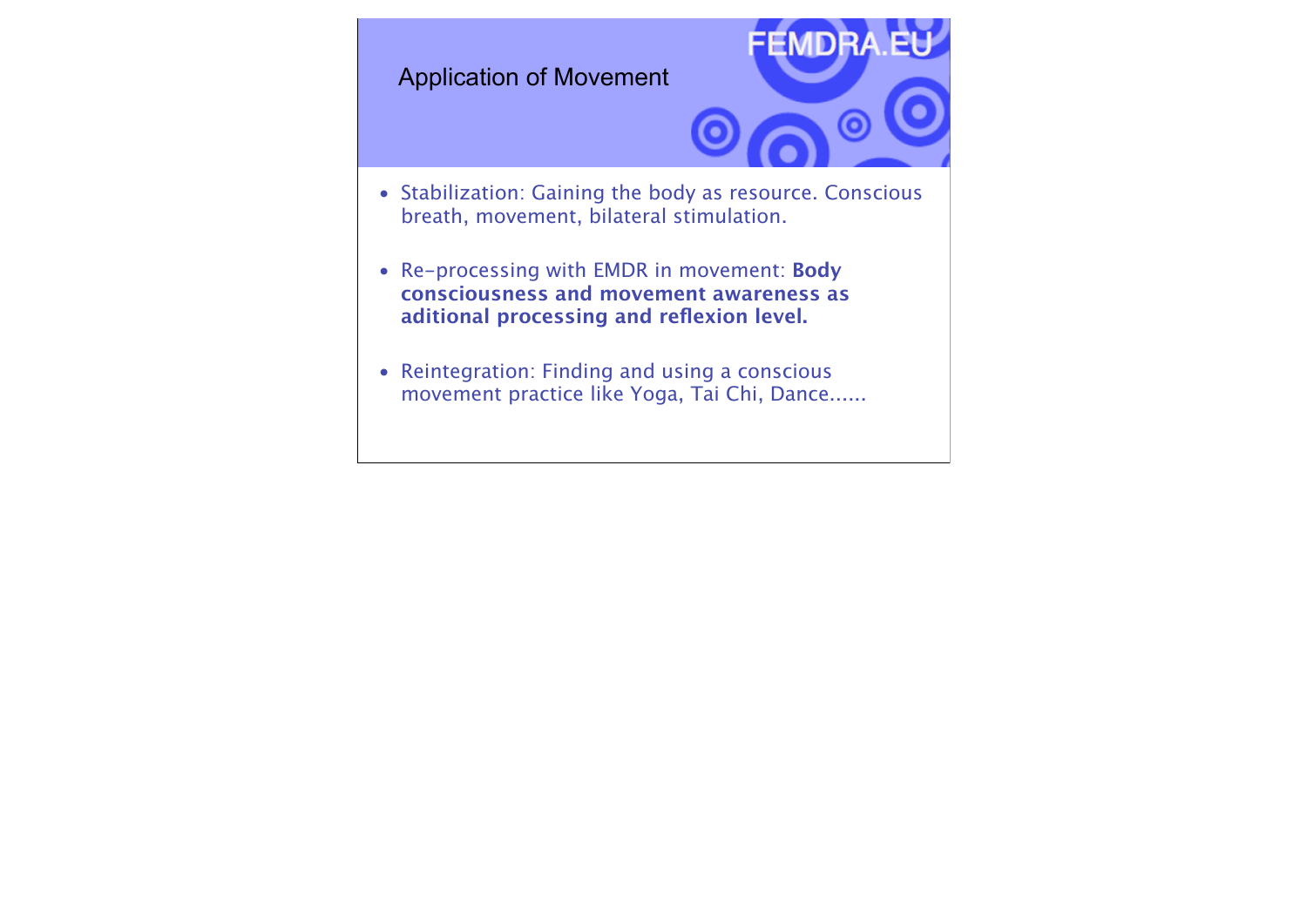## Application of Movement

- Stabilization: Gaining the body as resource. Conscious breath, movement, bilateral stimulation.
- Re-processing with EMDR in movement: **Body consciousness and movement awareness as aditional processing and reflexion level.**
- Reintegration: Finding and using a conscious movement practice like Yoga, Tai Chi, Dance......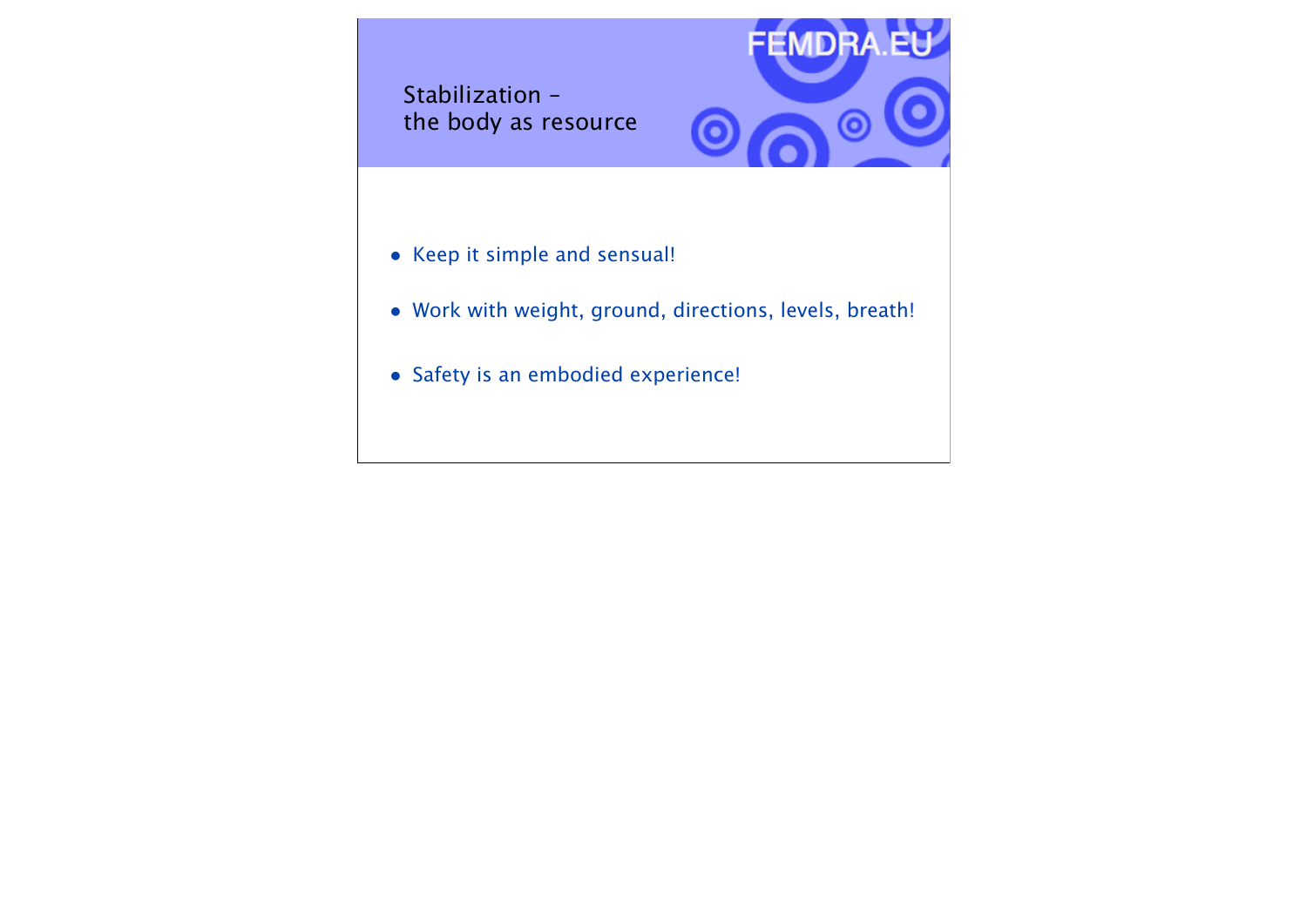## Stabilization – the body as resource

- Keep it simple and sensual!
- Work with weight, ground, directions, levels, breath!
- Safety is an embodied experience!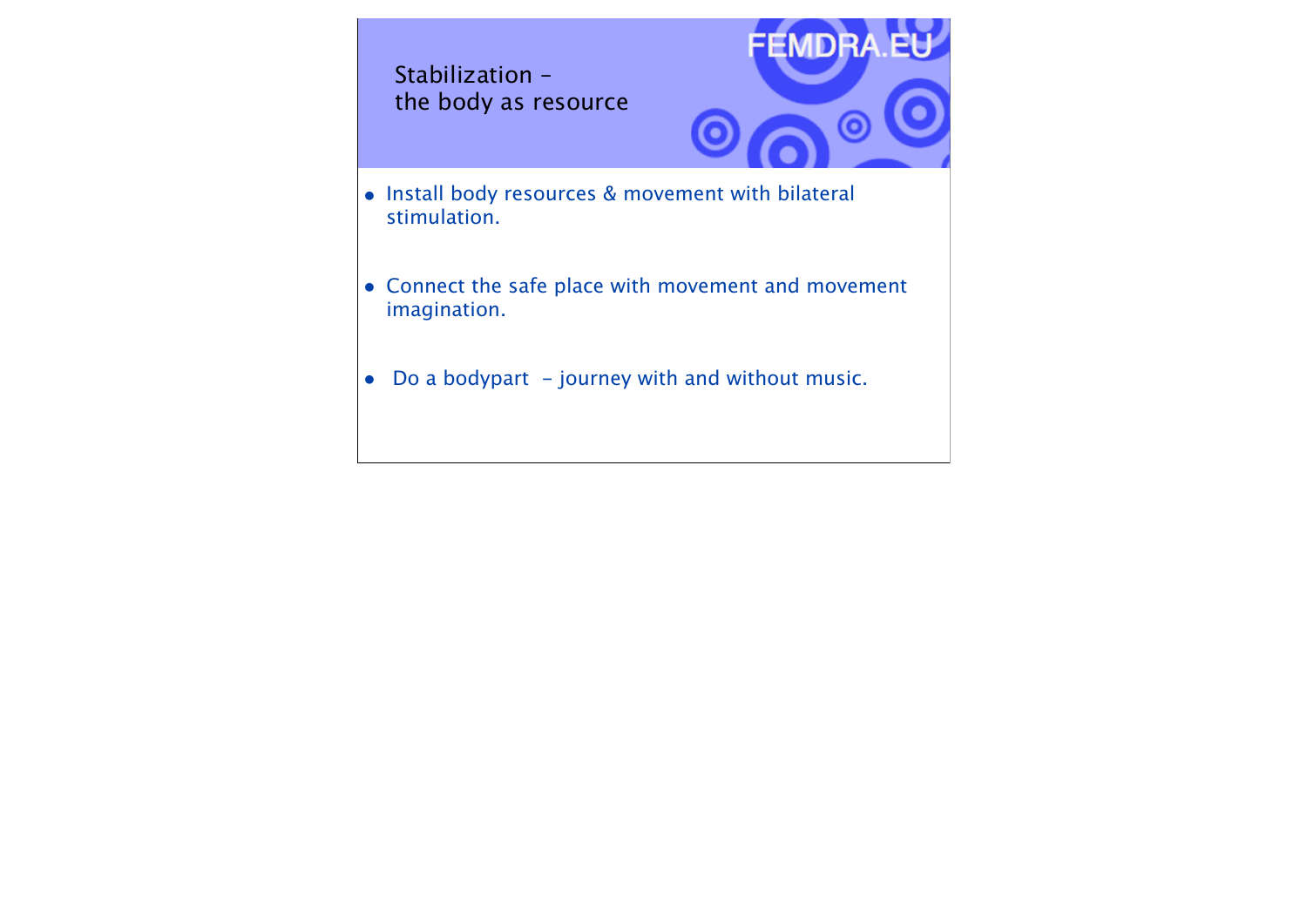# Stabilization – the body as resource

- Install body resources & movement with bilateral stimulation.
- Connect the safe place with movement and movement imagination.
- Do a bodypart – journey with and without music.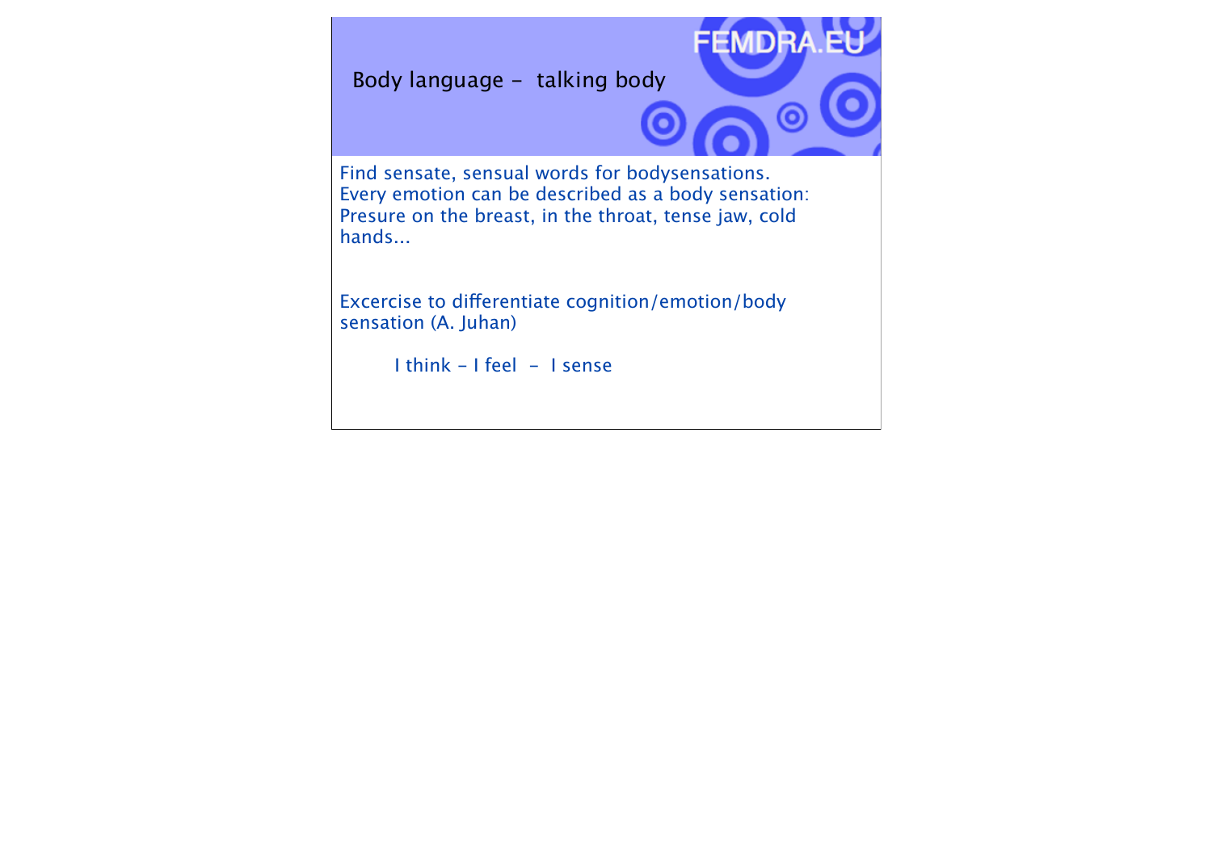## Body language - talking body

Find sensate, sensual words for bodysensations.
Every emotion can be described as a body sensation:
Presure on the breast, in the throat, tense jaw, cold hands...

Excercise to differentiate cognition/emotion/body sensation (A. Juhan)

I think - I feel - I sense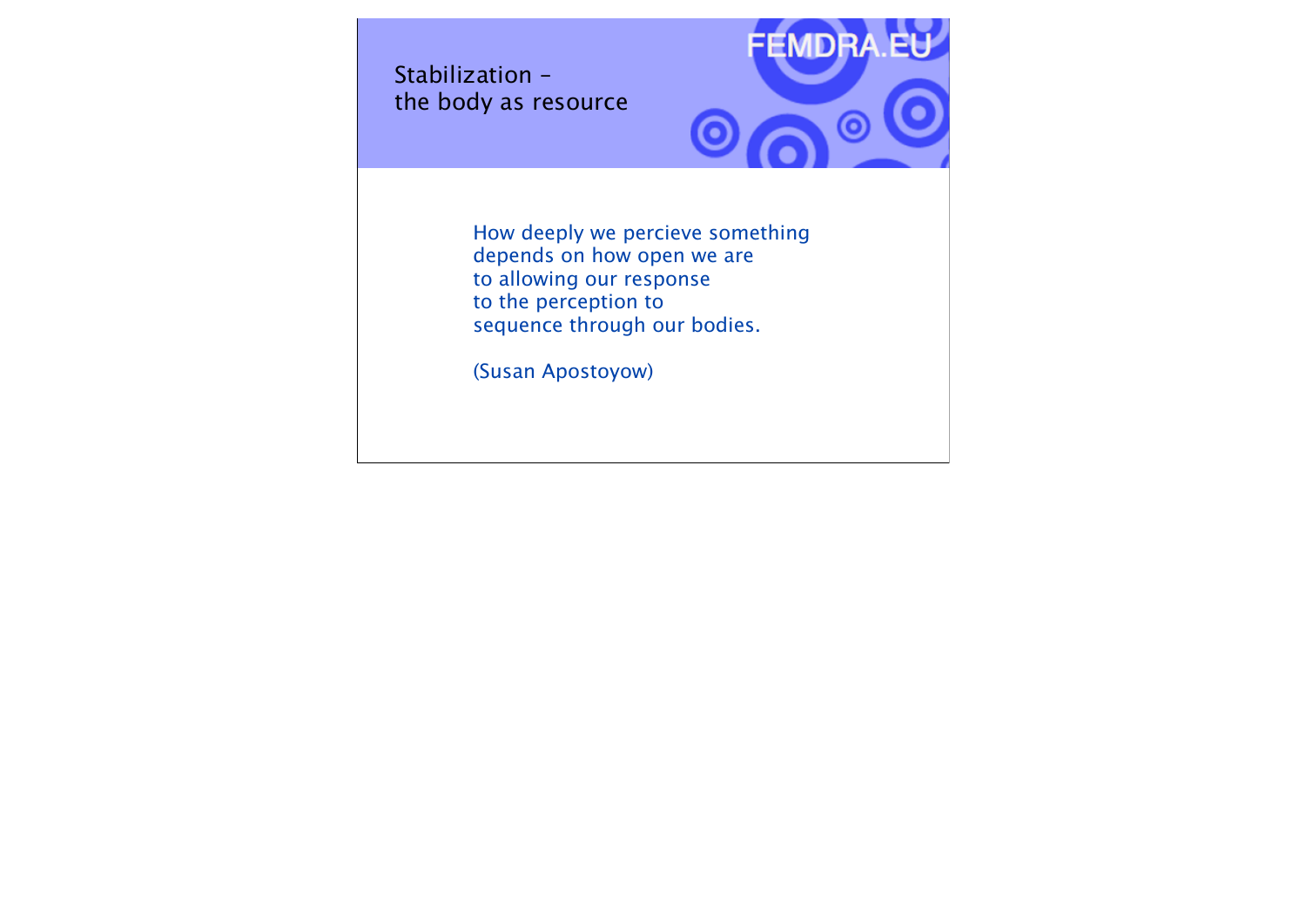## Stabilization – the body as resource

How deeply we percieve something
depends on how open we are
to allowing our response
to the perception to
sequence through our bodies.

(Susan Apostoyow)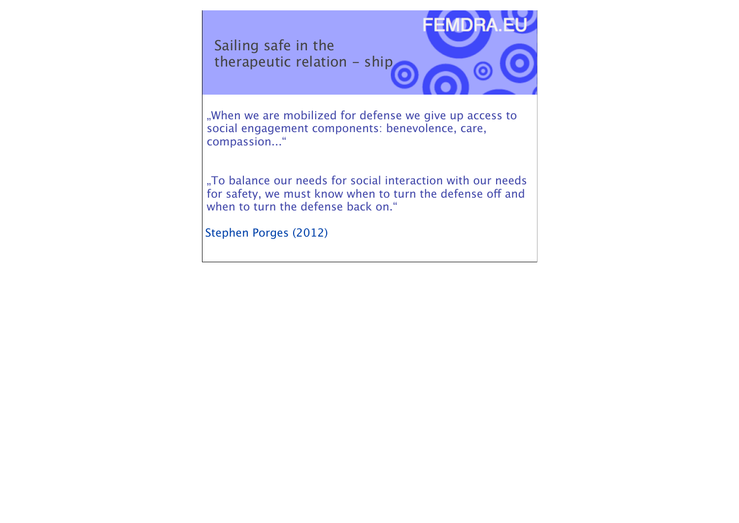# Sailing safe in the therapeutic relation - ship

„When we are mobilized for defense we give up access to social engagement components: benevolence, care, compassion...“

„To balance our needs for social interaction with our needs for safety, we must know when to turn the defense off and when to turn the defense back on.“

Stephen Porges (2012)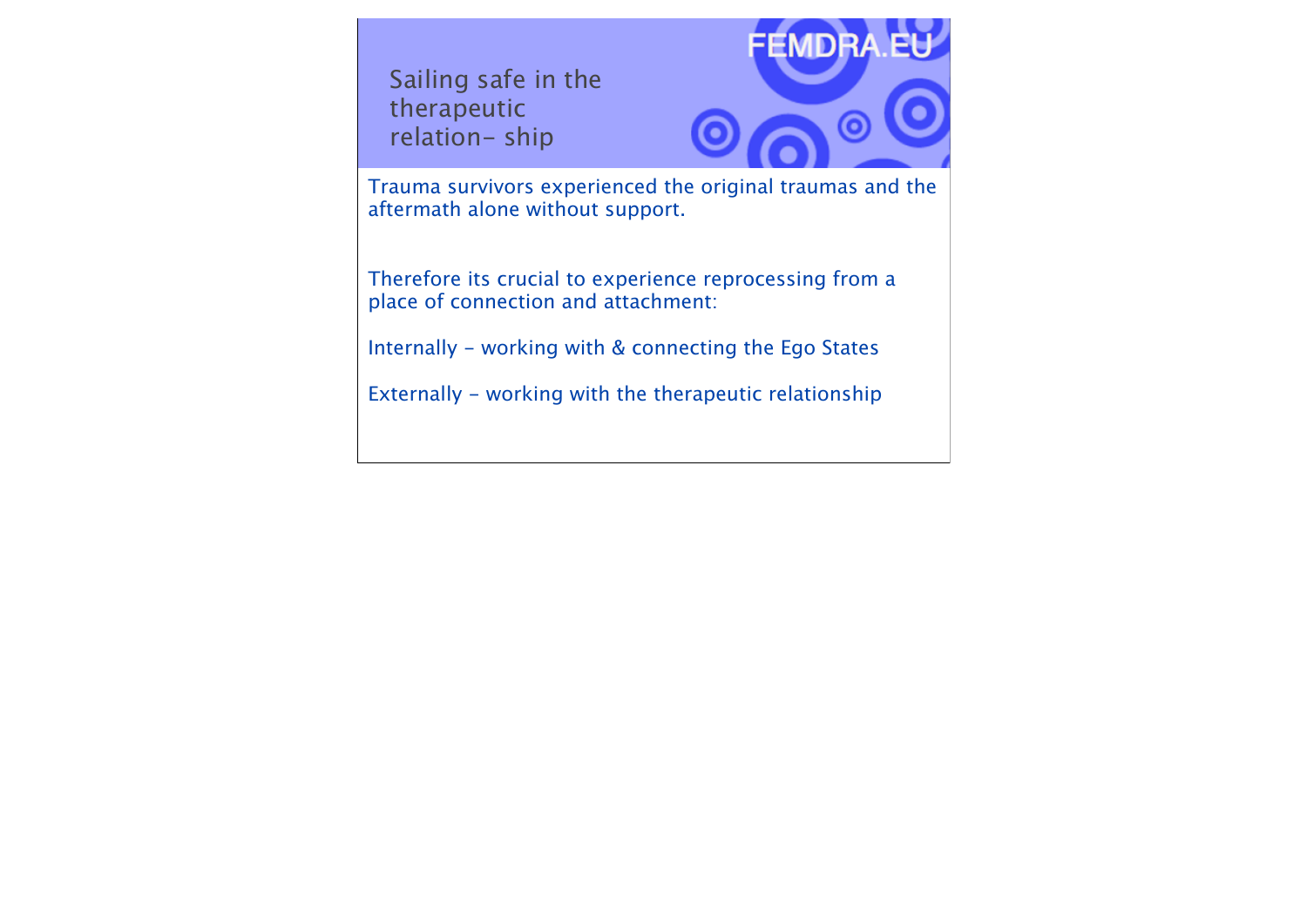## Sailing safe in the therapeutic relation- ship

FEMDRA.EU

Trauma survivors experienced the original traumas and the aftermath alone without support.

Therefore its crucial to experience reprocessing from a place of connection and attachment:

Internally - working with & connecting the Ego States

Externally - working with the therapeutic relationship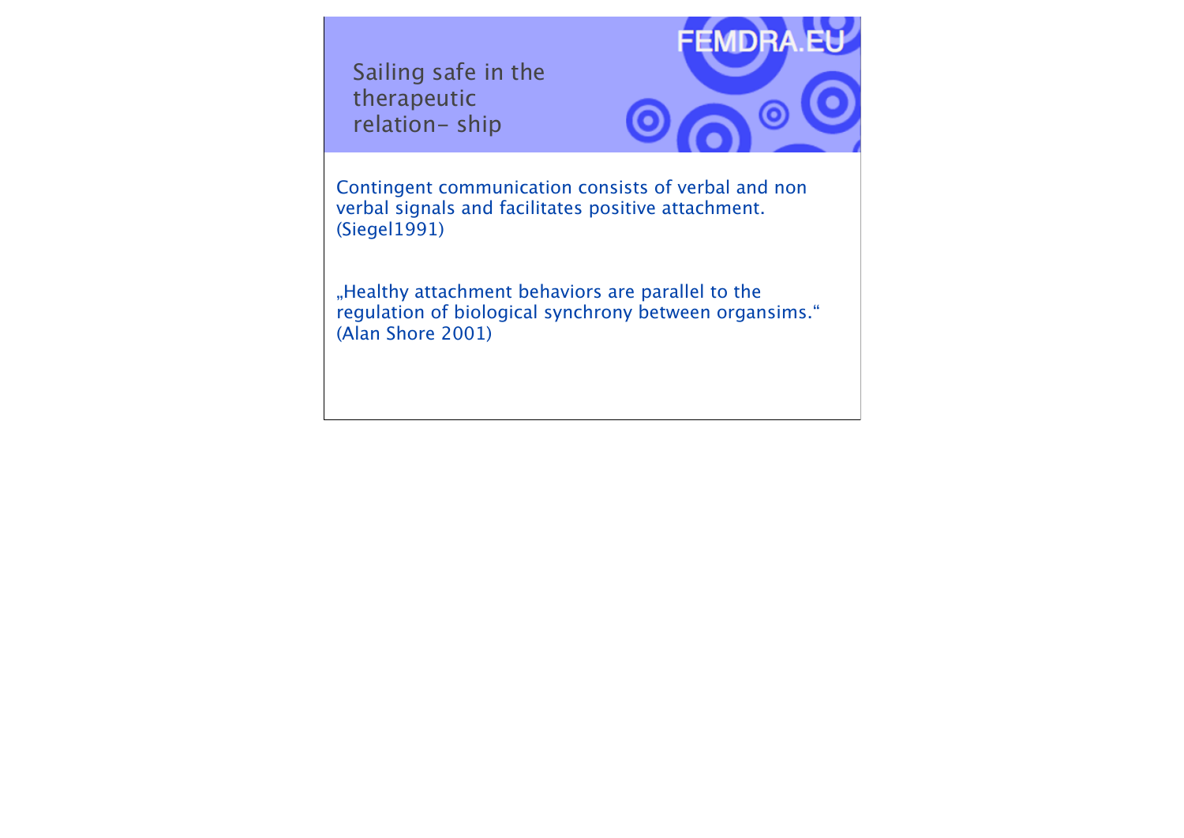# Sailing safe in the therapeutic relation- ship

FEMDRA.EU

Contingent communication consists of verbal and non verbal signals and facilitates positive attachment. (Siegel1991)

„Healthy attachment behaviors are parallel to the regulation of biological synchrony between organsims.“ (Alan Shore 2001)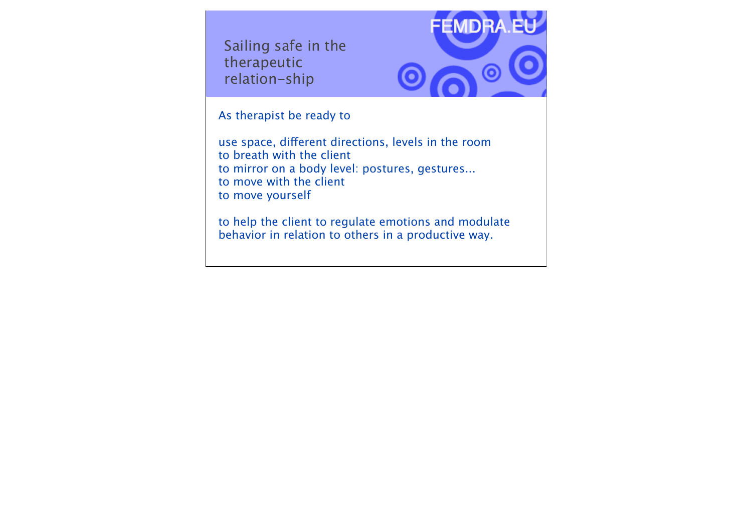# Sailing safe in the therapeutic relation-ship

As therapist be ready to

use space, different directions, levels in the room
to breath with the client
to mirror on a body level: postures, gestures...
to move with the client
to move yourself

to help the client to regulate emotions and modulate behavior in relation to others in a productive way.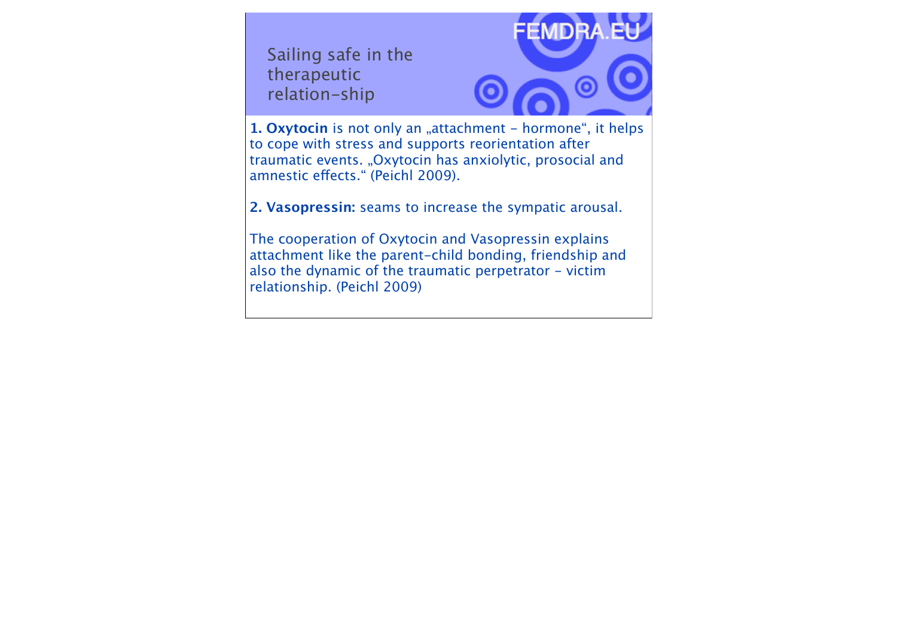# Sailing safe in the therapeutic relation-ship

**1. Oxytocin** is not only an „attachment - hormone“, it helps to cope with stress and supports reorientation after traumatic events. „Oxytocin has anxiolytic, prosocial and amnestic effects.“ (Peichl 2009).

**2. Vasopressin:** seams to increase the sympatic arousal.

The cooperation of Oxytocin and Vasopressin explains attachment like the parent-child bonding, friendship and also the dynamic of the traumatic perpetrator - victim relationship. (Peichl 2009)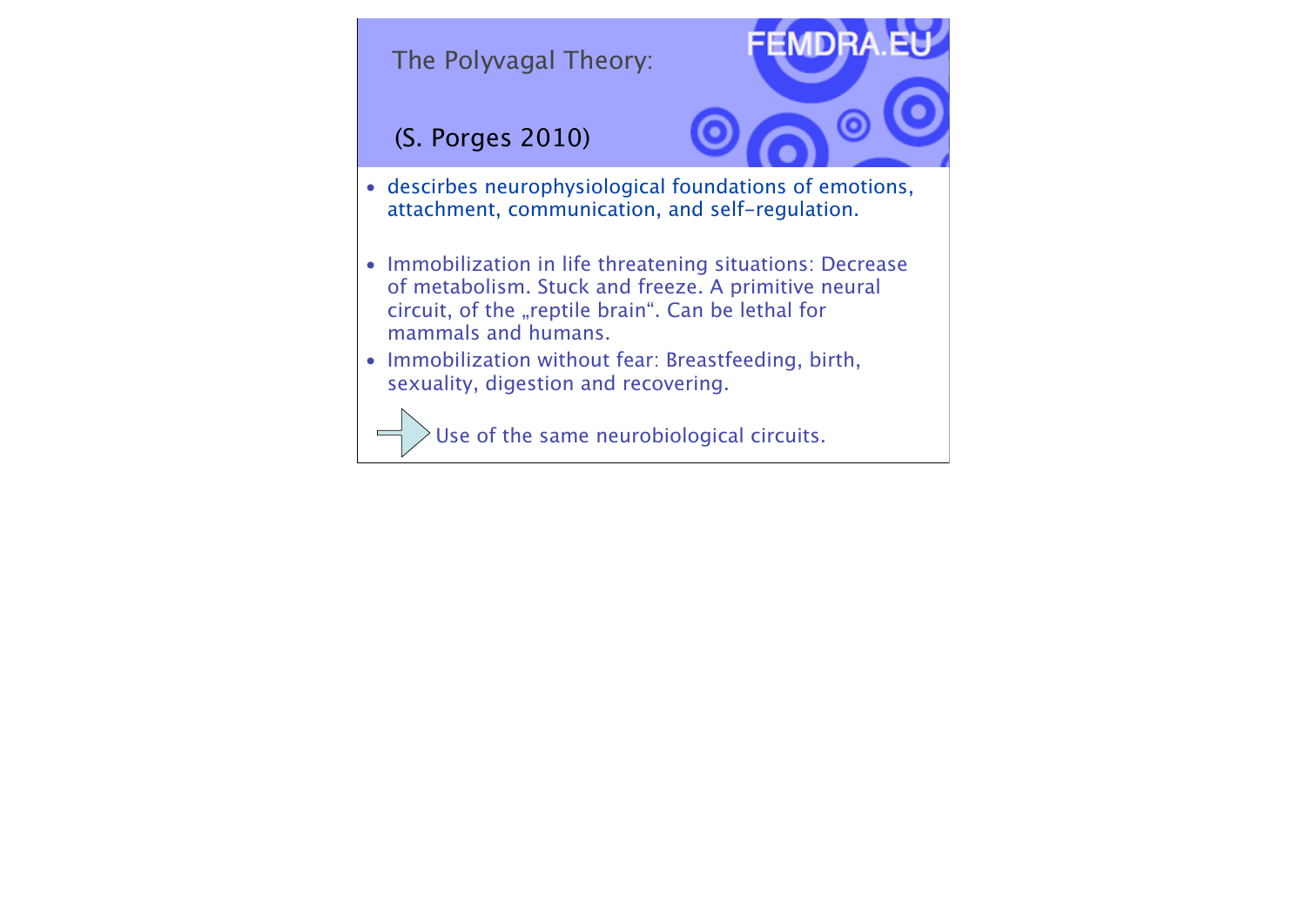## The Polyvagal Theory:

(S. Porges 2010)

- descirbes neurophysiological foundations of emotions, attachment, communication, and self-regulation.

- Immobilization in life threatening situations: Decrease of metabolism. Stuck and freeze. A primitive neural circuit, of the „reptile brain". Can be lethal for mammals and humans.
- Immobilization without fear: Breastfeeding, birth, sexuality, digestion and recovering.

→ Use of the same neurobiological circuits.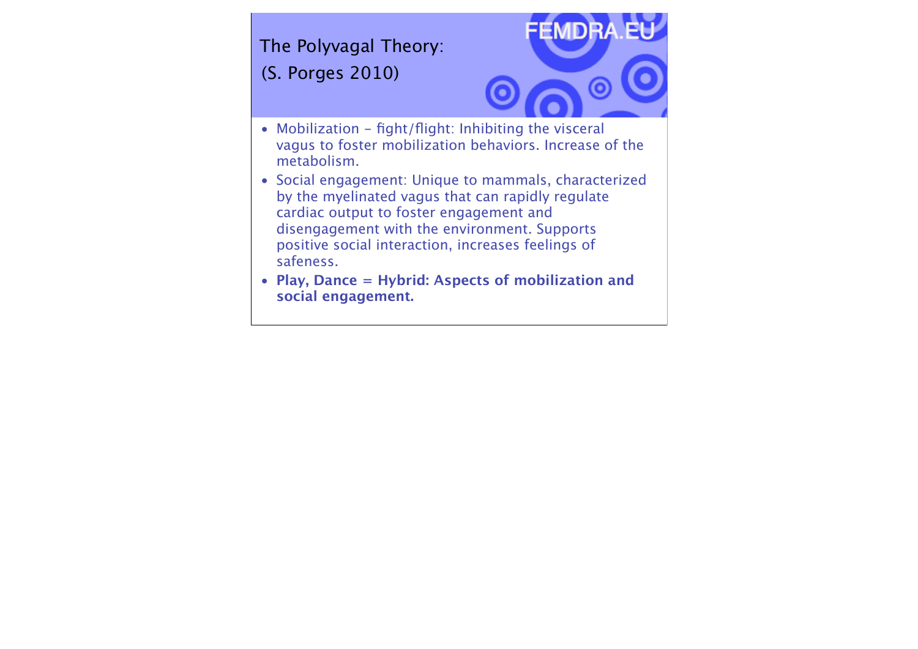# The Polyvagal Theory:

(S. Porges 2010)

- Mobilization – fight/flight: Inhibiting the visceral vagus to foster mobilization behaviors. Increase of the metabolism.
- Social engagement: Unique to mammals, characterized by the myelinated vagus that can rapidly regulate cardiac output to foster engagement and disengagement with the environment. Supports positive social interaction, increases feelings of safeness.
- **Play, Dance = Hybrid: Aspects of mobilization and social engagement.**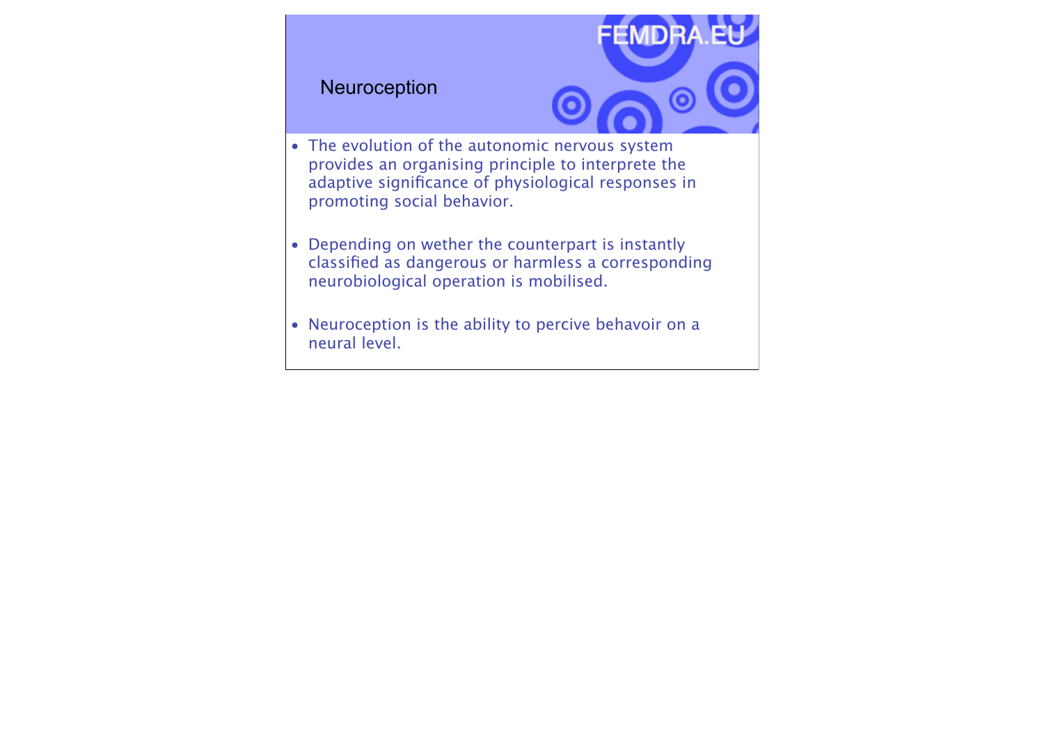## Neuroception

- The evolution of the autonomic nervous system provides an organising principle to interprete the adaptive significance of physiological responses in promoting social behavior.

- Depending on wether the counterpart is instantly classified as dangerous or harmless a corresponding neurobiological operation is mobilised.

- Neuroception is the ability to percive behavoir on a neural level.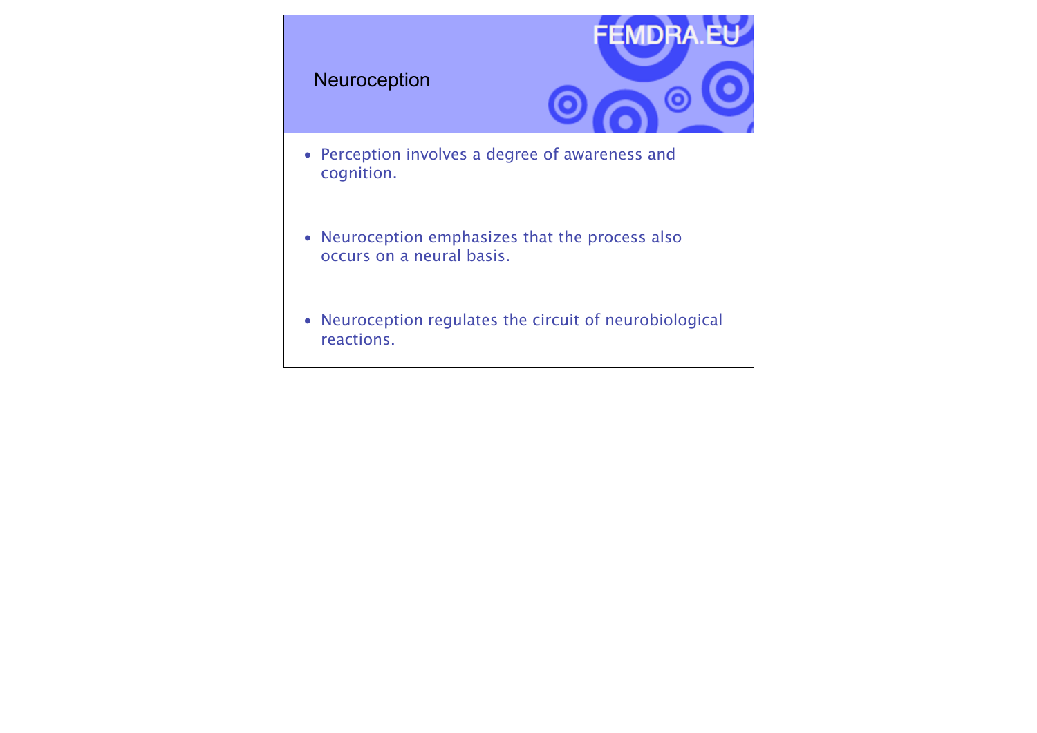## Neuroception

- Perception involves a degree of awareness and cognition.
- Neuroception emphasizes that the process also occurs on a neural basis.
- Neuroception regulates the circuit of neurobiological reactions.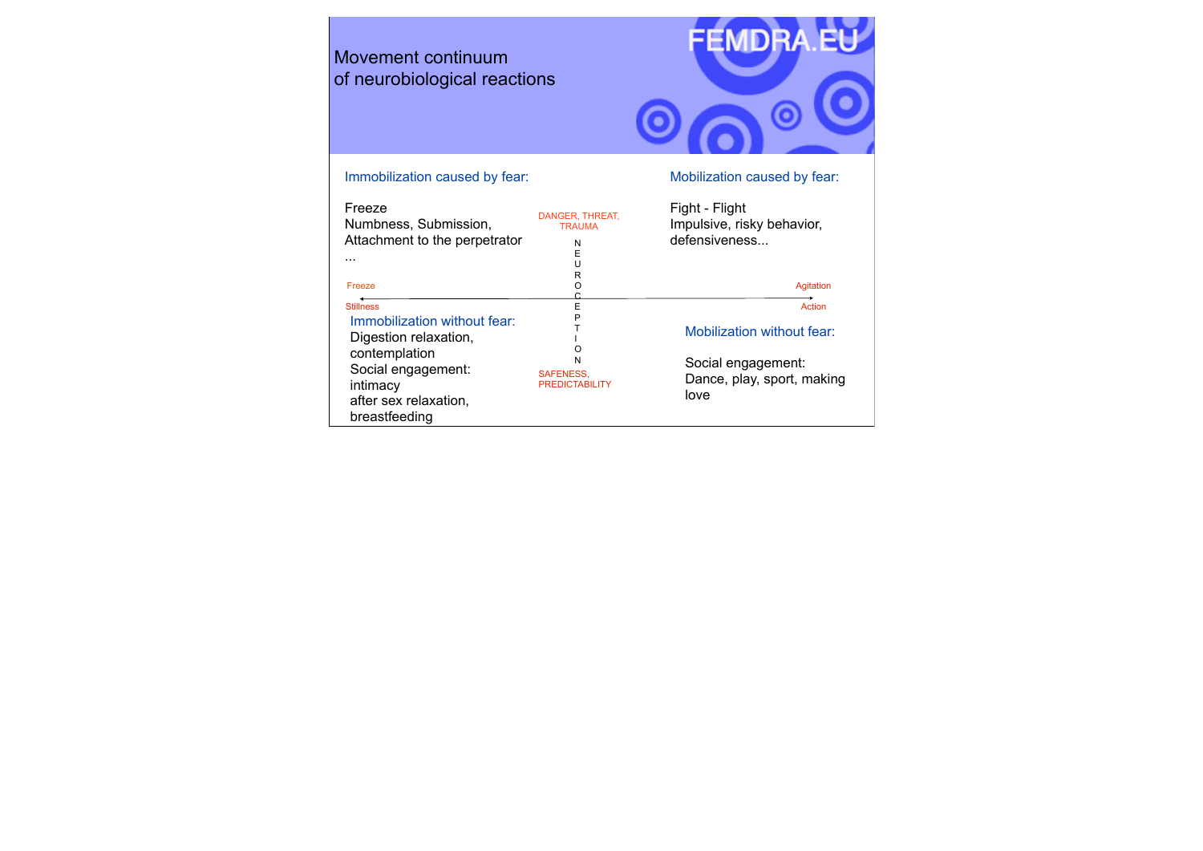# Movement continuum of neurobiological reactions

FEMDRA.EU

DANGER, THREAT, TRAUMA

NEUROCEPTION

SAFENESS, PREDICTABILITY

Freeze / Stillness ← → Agitation / Action

### Immobilization caused by fear:

Freeze
Numbness, Submission,
Attachment to the perpetrator
...

### Mobilization caused by fear:

Fight - Flight
Impulsive, risky behavior,
defensiveness...

### Immobilization without fear:

Digestion relaxation,
contemplation
Social engagement:
intimacy
after sex relaxation,
breastfeeding

### Mobilization without fear:

Social engagement:
Dance, play, sport, making love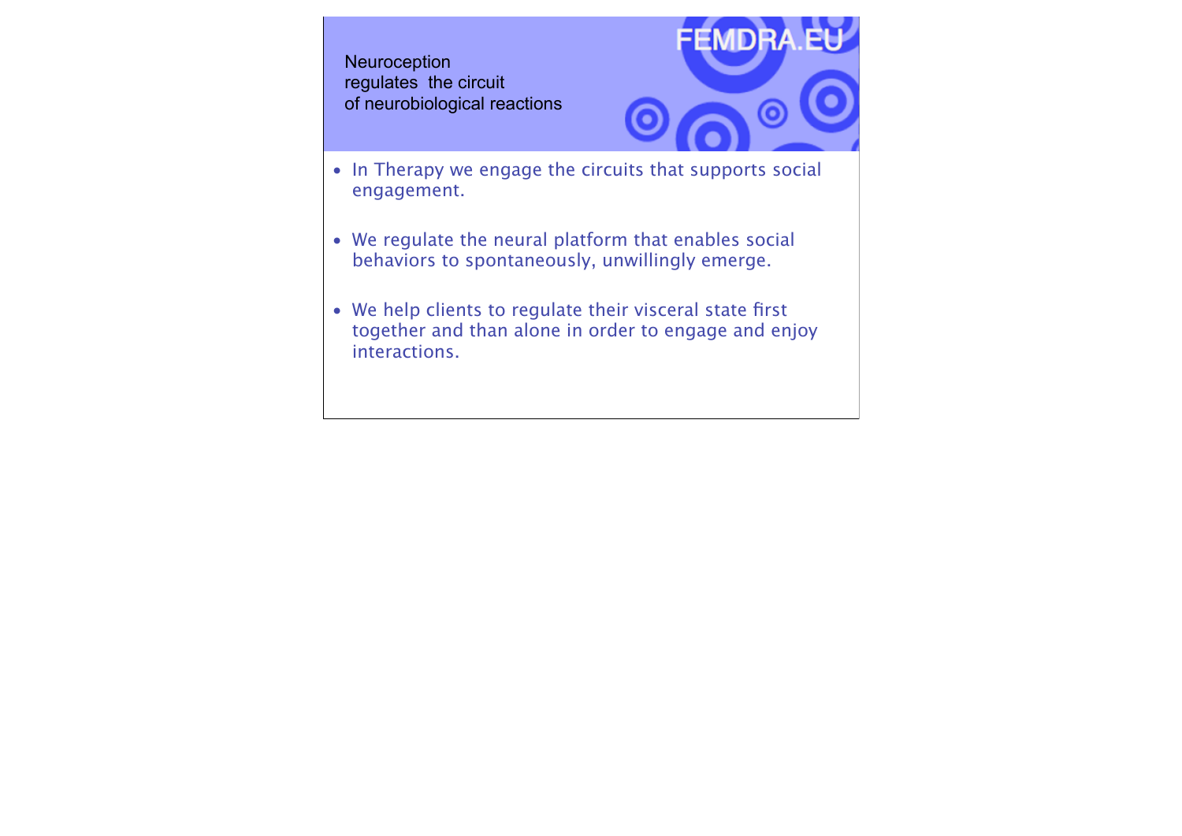## Neuroception regulates the circuit of neurobiological reactions

FEMDRA.EU

- In Therapy we engage the circuits that supports social engagement.
- We regulate the neural platform that enables social behaviors to spontaneously, unwillingly emerge.
- We help clients to regulate their visceral state first together and than alone in order to engage and enjoy interactions.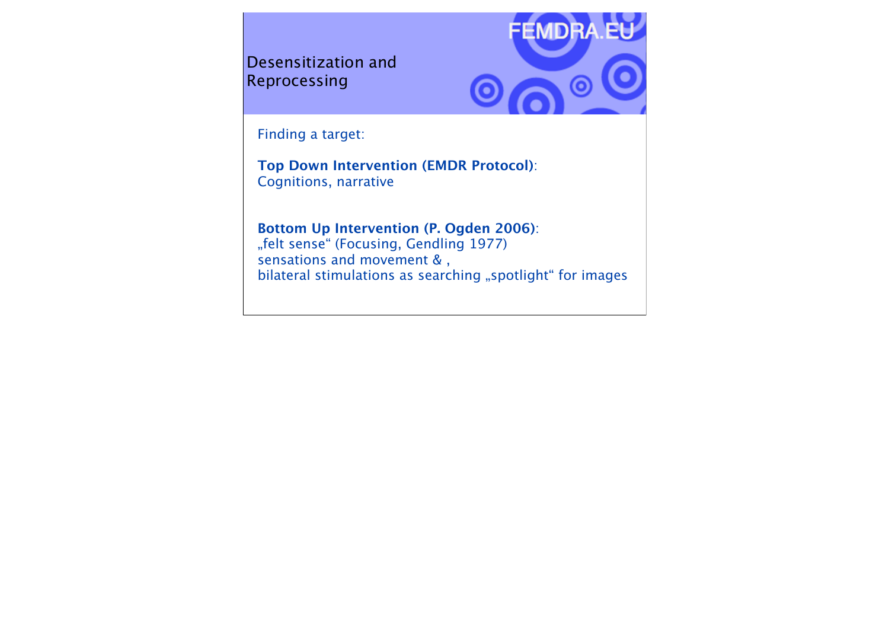# Desensitization and Reprocessing

Finding a target:

**Top Down Intervention (EMDR Protocol)**:
Cognitions, narrative

**Bottom Up Intervention (P. Ogden 2006)**:
„felt sense“ (Focusing, Gendling 1977)
sensations and movement & ,
bilateral stimulations as searching „spotlight“ for images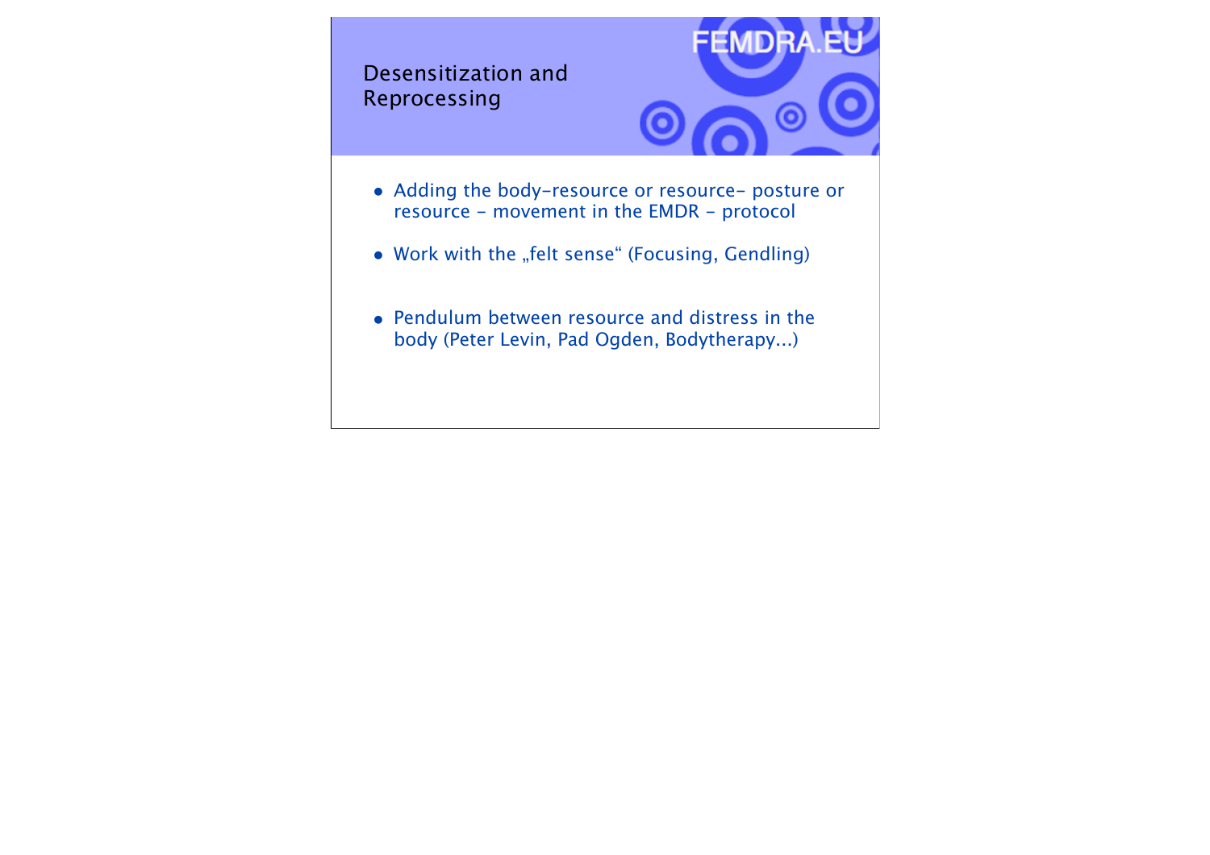# Desensitization and Reprocessing

- Adding the body-resource or resource- posture or resource - movement in the EMDR - protocol
- Work with the „felt sense“ (Focusing, Gendling)
- Pendulum between resource and distress in the body (Peter Levin, Pad Ogden, Bodytherapy...)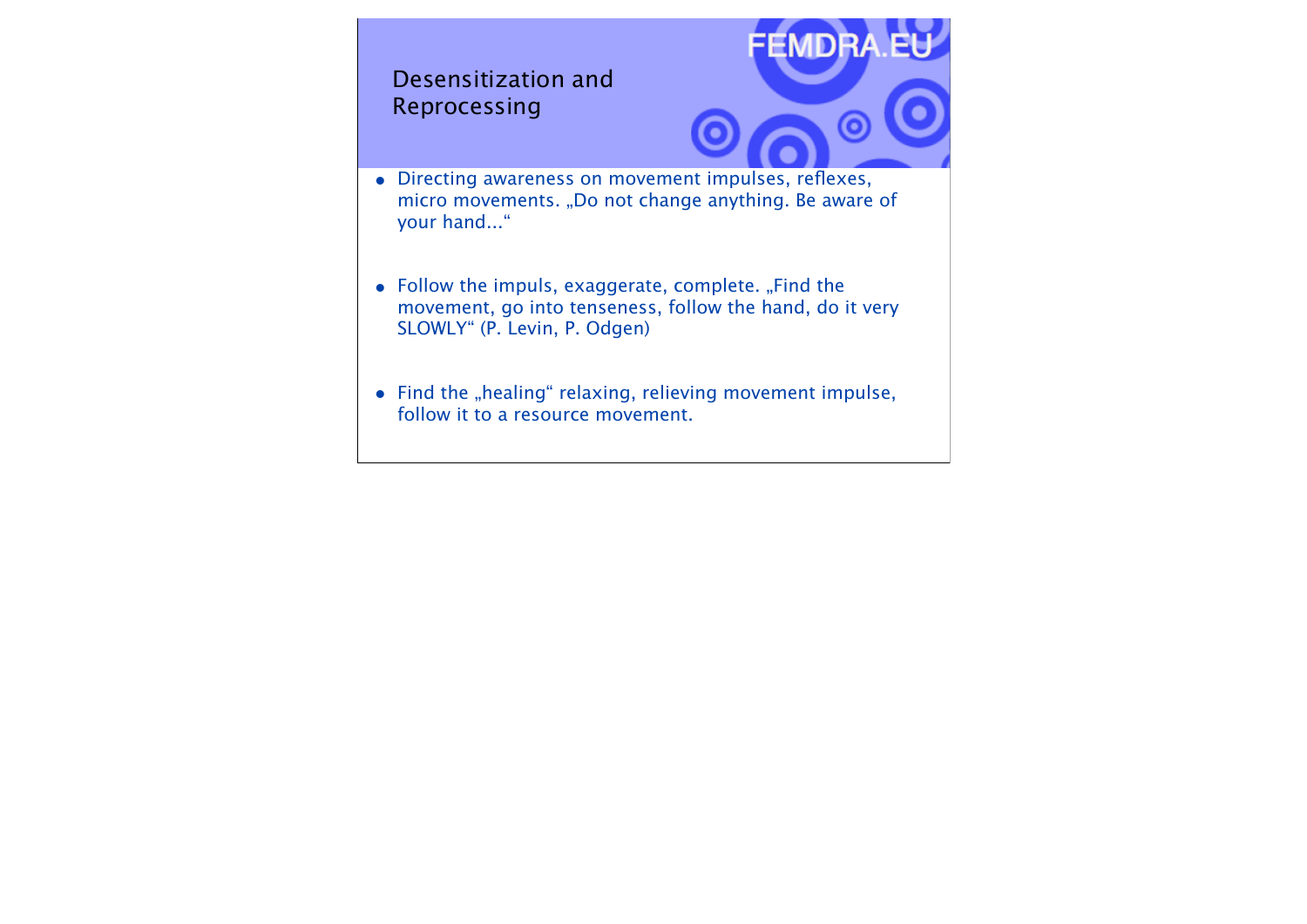## Desensitization and Reprocessing

- Directing awareness on movement impulses, reflexes, micro movements. „Do not change anything. Be aware of your hand...“
- Follow the impuls, exaggerate, complete. „Find the movement, go into tenseness, follow the hand, do it very SLOWLY“ (P. Levin, P. Odgen)
- Find the „healing“ relaxing, relieving movement impulse, follow it to a resource movement.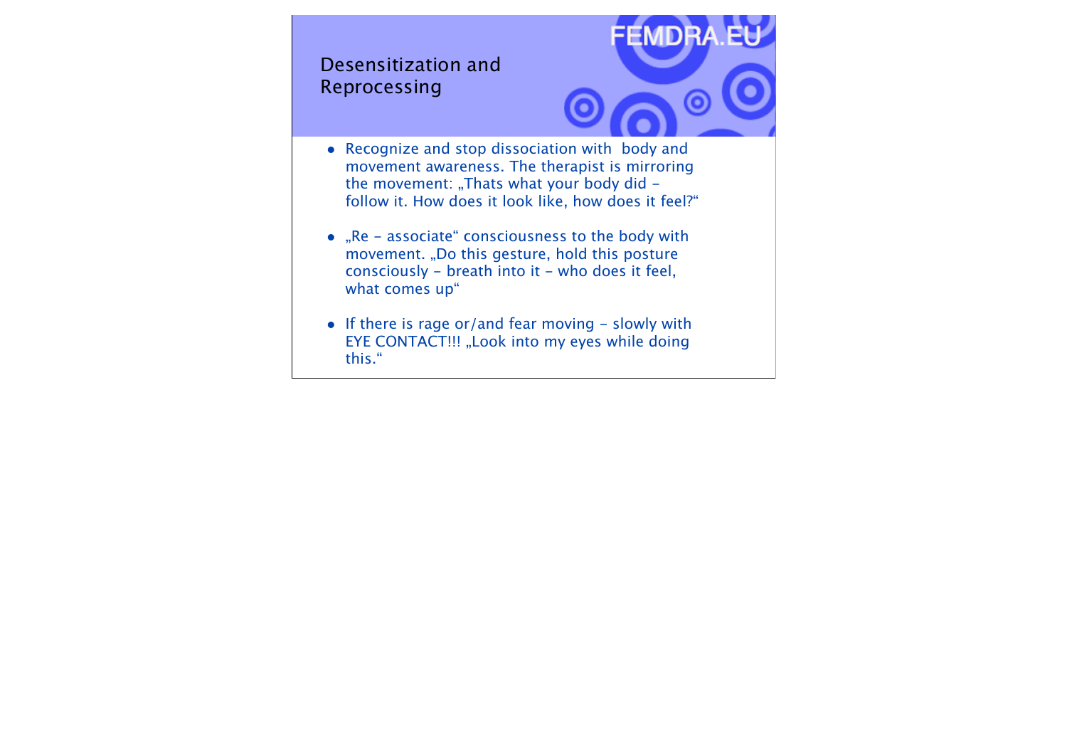# Desensitization and Reprocessing

- Recognize and stop dissociation with  body and movement awareness. The therapist is mirroring the movement: „Thats what your body did – follow it. How does it look like, how does it feel?“

- „Re – associate“ consciousness to the body with movement. „Do this gesture, hold this posture consciously – breath into it – who does it feel, what comes up“

- If there is rage or/and fear moving – slowly with EYE CONTACT!!! „Look into my eyes while doing this.“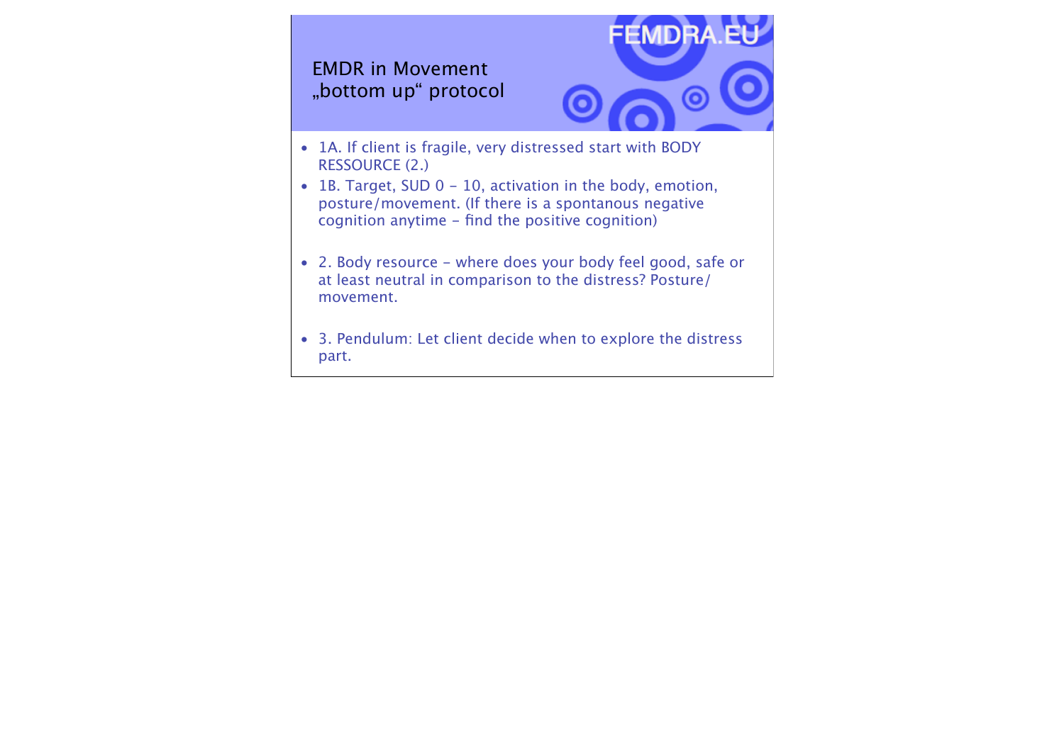# EMDR in Movement „bottom up" protocol

- 1A. If client is fragile, very distressed start with BODY RESSOURCE (2.)
- 1B. Target, SUD 0 – 10, activation in the body, emotion, posture/movement. (If there is a spontanous negative cognition anytime – find the positive cognition)
- 2. Body resource – where does your body feel good, safe or at least neutral in comparison to the distress? Posture/ movement.
- 3. Pendulum: Let client decide when to explore the distress part.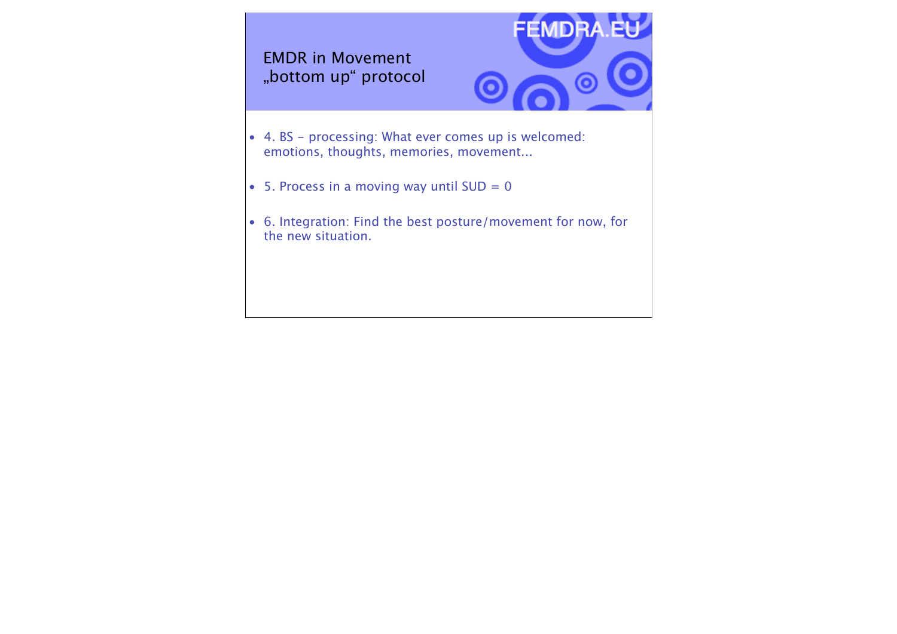# EMDR in Movement „bottom up“ protocol

FEMDRA.EU

- 4. BS – processing: What ever comes up is welcomed: emotions, thoughts, memories, movement...
- 5. Process in a moving way until SUD = 0
- 6. Integration: Find the best posture/movement for now, for the new situation.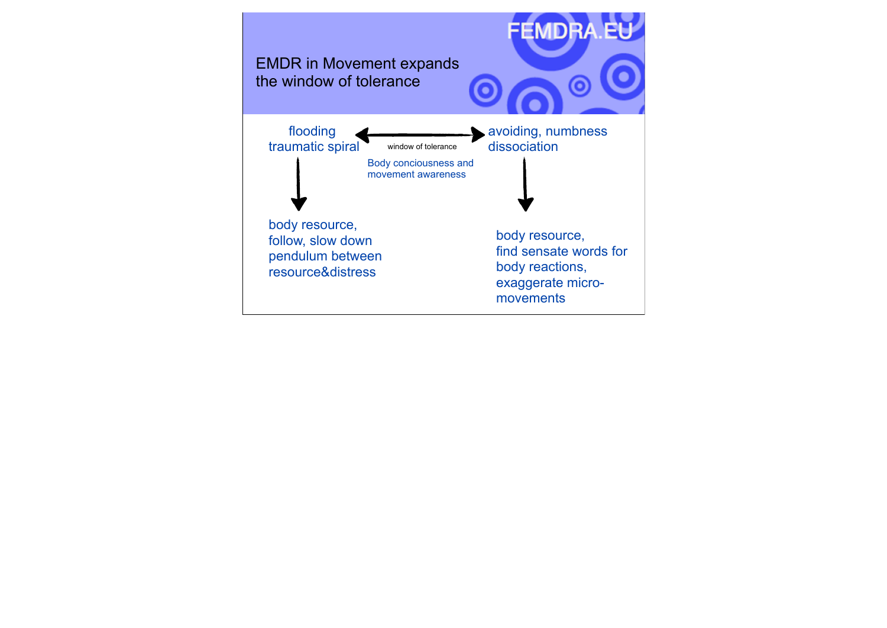# EMDR in Movement expands the window of tolerance

flooding
traumatic spiral ⟷ window of tolerance ⟷ avoiding, numbness dissociation

Body conciousness and movement awareness

**flooding, traumatic spiral** ↓

body resource,
follow, slow down
pendulum between
resource&distress

**avoiding, numbness, dissociation** ↓

body resource,
find sensate words for
body reactions,
exaggerate micro-movements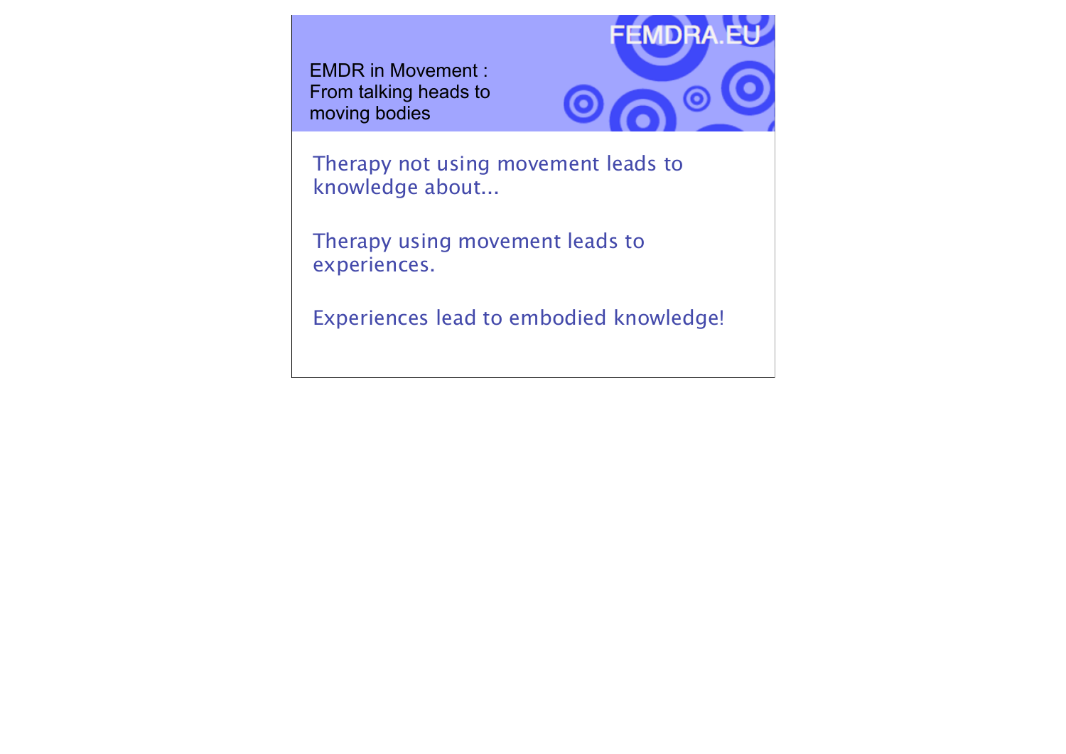EMDR in Movement : From talking heads to moving bodies

FEMDRA.EU

Therapy not using movement leads to knowledge about...

Therapy using movement leads to experiences.

Experiences lead to embodied knowledge!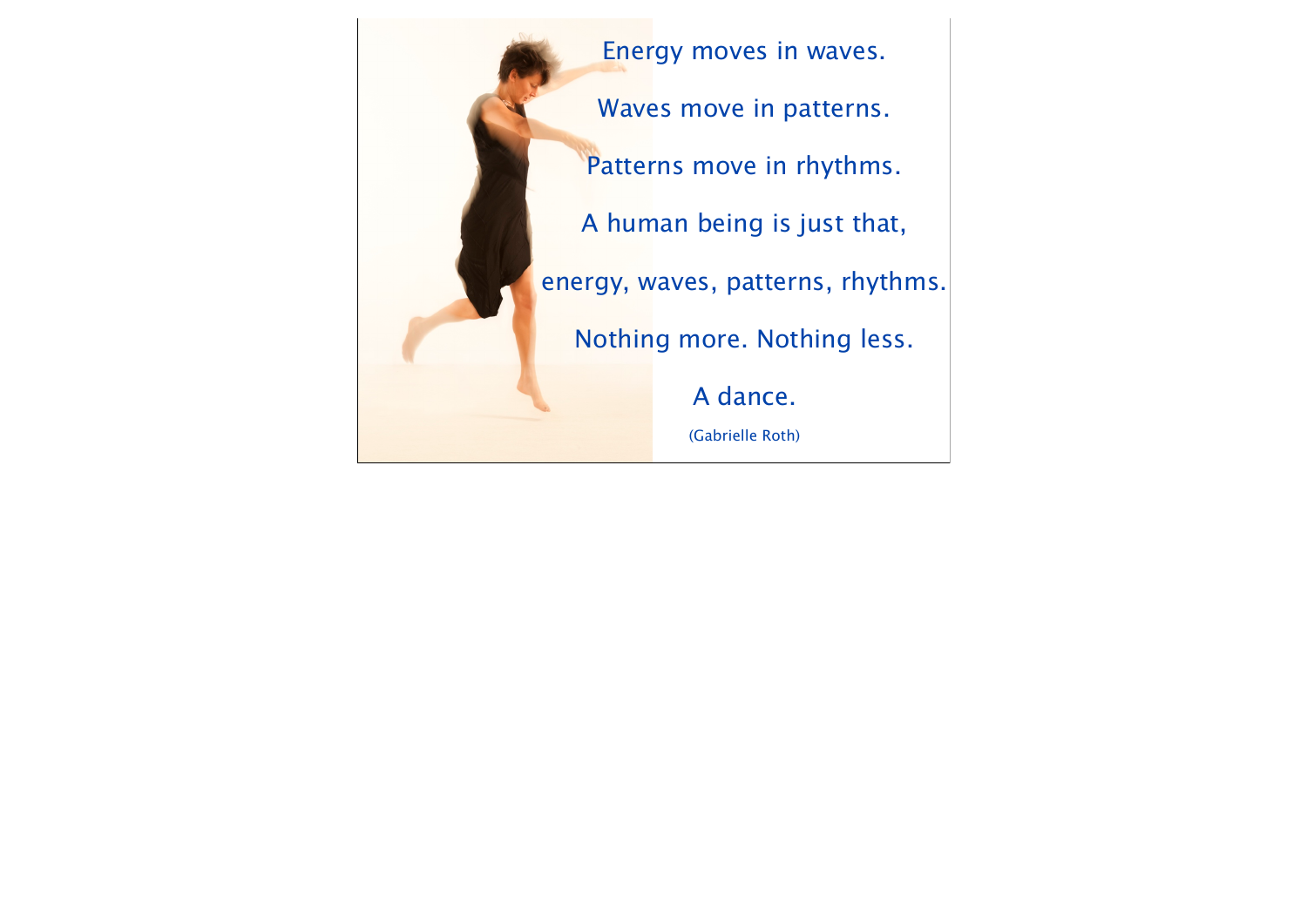Energy moves in waves.

Waves move in patterns.

Patterns move in rhythms.

A human being is just that,

energy, waves, patterns, rhythms.

Nothing more. Nothing less.

A dance.

(Gabrielle Roth)